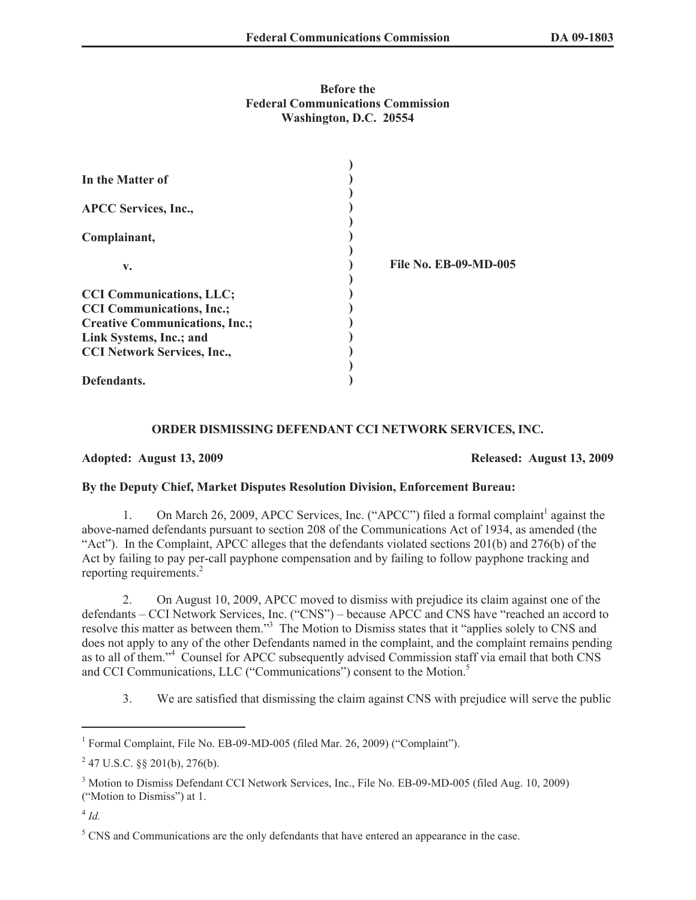**Before the**
**Federal Communications Commission**
**Washington, D.C. 20554**

| | | |
|---|---|---|
| **In the Matter of** | ) | |
| | ) | |
| **APCC Services, Inc.,** | ) | |
| | ) | |
| **Complainant,** | ) | |
| | ) | |
| **v.** | ) | **File No. EB-09-MD-005** |
| | ) | |
| **CCI Communications, LLC;** | ) | |
| **CCI Communications, Inc.;** | ) | |
| **Creative Communications, Inc.;** | ) | |
| **Link Systems, Inc.; and** | ) | |
| **CCI Network Services, Inc.,** | ) | |
| | ) | |
| **Defendants.** | ) | |

## ORDER DISMISSING DEFENDANT CCI NETWORK SERVICES, INC.

**Adopted: August 13, 2009** **Released: August 13, 2009**

**By the Deputy Chief, Market Disputes Resolution Division, Enforcement Bureau:**

1. On March 26, 2009, APCC Services, Inc. ("APCC") filed a formal complaint[1] against the above-named defendants pursuant to section 208 of the Communications Act of 1934, as amended (the "Act"). In the Complaint, APCC alleges that the defendants violated sections 201(b) and 276(b) of the Act by failing to pay per-call payphone compensation and by failing to follow payphone tracking and reporting requirements.[2]

2. On August 10, 2009, APCC moved to dismiss with prejudice its claim against one of the defendants – CCI Network Services, Inc. ("CNS") – because APCC and CNS have "reached an accord to resolve this matter as between them."[3] The Motion to Dismiss states that it "applies solely to CNS and does not apply to any of the other Defendants named in the complaint, and the complaint remains pending as to all of them."[4] Counsel for APCC subsequently advised Commission staff via email that both CNS and CCI Communications, LLC ("Communications") consent to the Motion.[5]

3. We are satisfied that dismissing the claim against CNS with prejudice will serve the public

[1] Formal Complaint, File No. EB-09-MD-005 (filed Mar. 26, 2009) ("Complaint").

[2] 47 U.S.C. §§ 201(b), 276(b).

[3] Motion to Dismiss Defendant CCI Network Services, Inc., File No. EB-09-MD-005 (filed Aug. 10, 2009) ("Motion to Dismiss") at 1.

[4] *Id.*

[5] CNS and Communications are the only defendants that have entered an appearance in the case.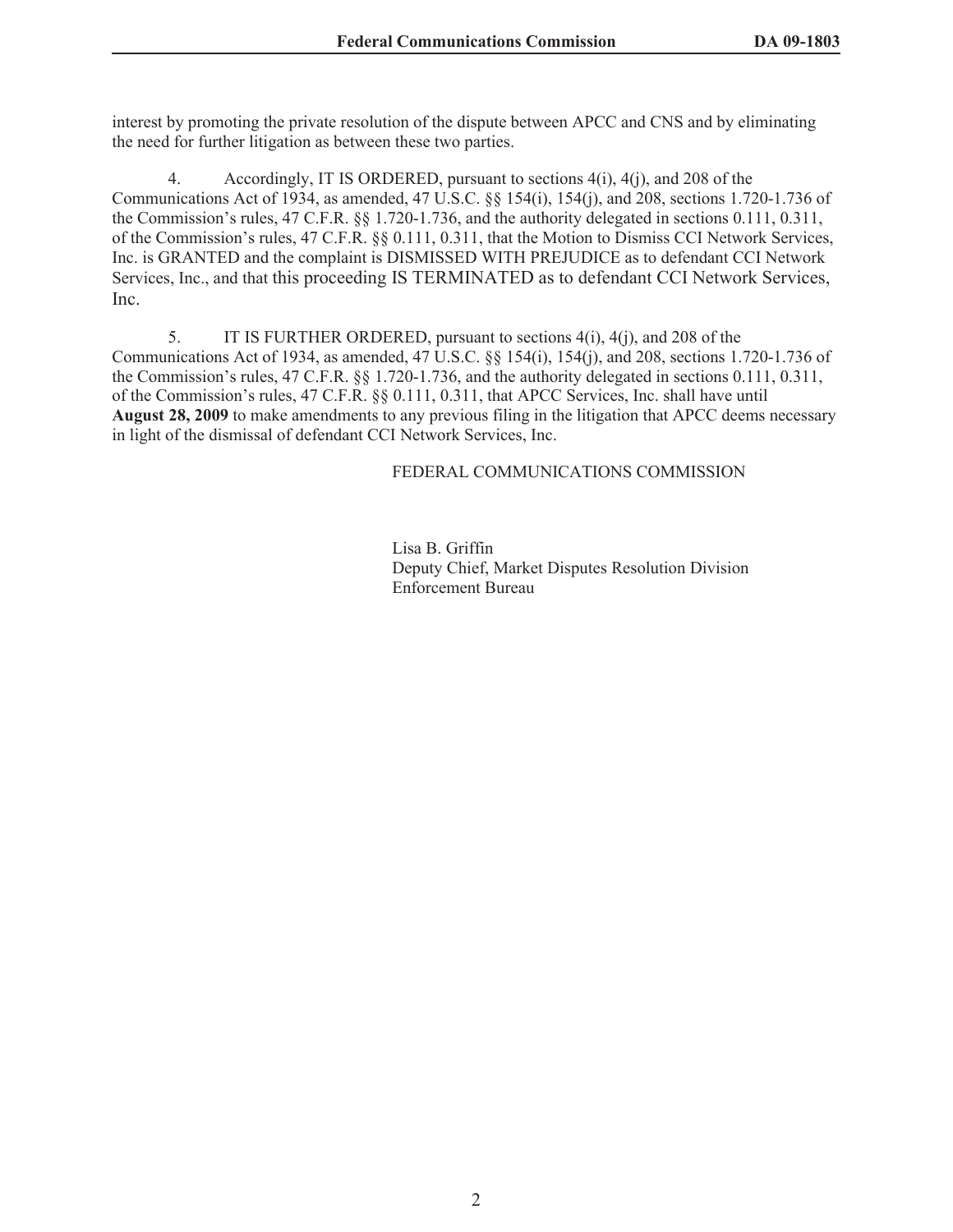interest by promoting the private resolution of the dispute between APCC and CNS and by eliminating the need for further litigation as between these two parties.

4. Accordingly, IT IS ORDERED, pursuant to sections 4(i), 4(j), and 208 of the Communications Act of 1934, as amended, 47 U.S.C. §§ 154(i), 154(j), and 208, sections 1.720-1.736 of the Commission's rules, 47 C.F.R. §§ 1.720-1.736, and the authority delegated in sections 0.111, 0.311, of the Commission's rules, 47 C.F.R. §§ 0.111, 0.311, that the Motion to Dismiss CCI Network Services, Inc. is GRANTED and the complaint is DISMISSED WITH PREJUDICE as to defendant CCI Network Services, Inc., and that this proceeding IS TERMINATED as to defendant CCI Network Services, Inc.

5. IT IS FURTHER ORDERED, pursuant to sections 4(i), 4(j), and 208 of the Communications Act of 1934, as amended, 47 U.S.C. §§ 154(i), 154(j), and 208, sections 1.720-1.736 of the Commission's rules, 47 C.F.R. §§ 1.720-1.736, and the authority delegated in sections 0.111, 0.311, of the Commission's rules, 47 C.F.R. §§ 0.111, 0.311, that APCC Services, Inc. shall have until **August 28, 2009** to make amendments to any previous filing in the litigation that APCC deems necessary in light of the dismissal of defendant CCI Network Services, Inc.

FEDERAL COMMUNICATIONS COMMISSION

Lisa B. Griffin
Deputy Chief, Market Disputes Resolution Division
Enforcement Bureau